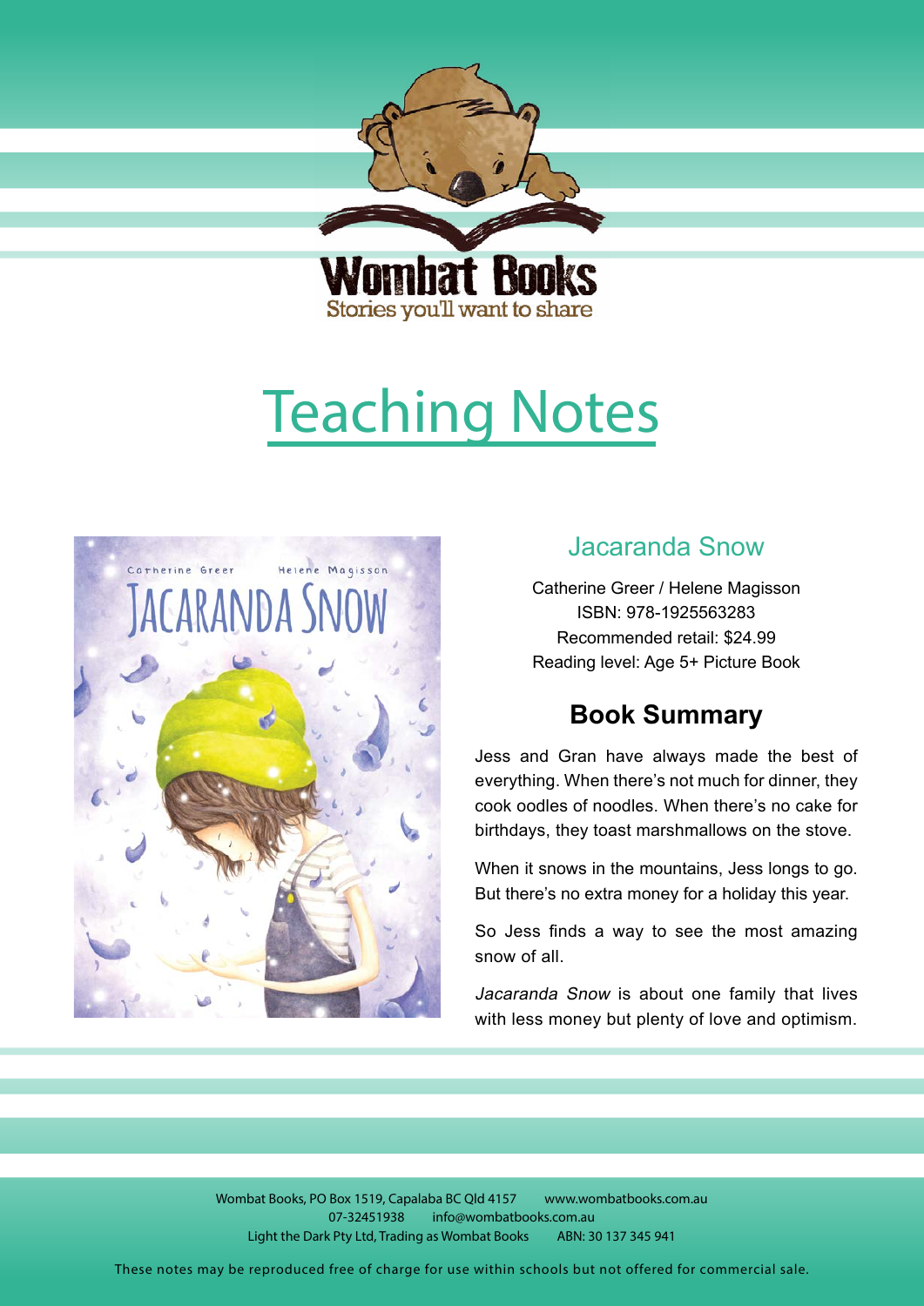Wombat Books
Stories you'll want to share

# Teaching Notes

## Jacaranda Snow

Catherine Greer / Helene Magisson
ISBN: 978-1925563283
Recommended retail: $24.99
Reading level: Age 5+ Picture Book

## Book Summary

Jess and Gran have always made the best of everything. When there's not much for dinner, they cook oodles of noodles. When there's no cake for birthdays, they toast marshmallows on the stove.

When it snows in the mountains, Jess longs to go. But there's no extra money for a holiday this year.

So Jess finds a way to see the most amazing snow of all.

*Jacaranda Snow* is about one family that lives with less money but plenty of love and optimism.

Wombat Books, PO Box 1519, Capalaba BC Qld 4157 www.wombatbooks.com.au
07-32451938 info@wombatbooks.com.au
Light the Dark Pty Ltd, Trading as Wombat Books ABN: 30 137 345 941

These notes may be reproduced free of charge for use within schools but not offered for commercial sale.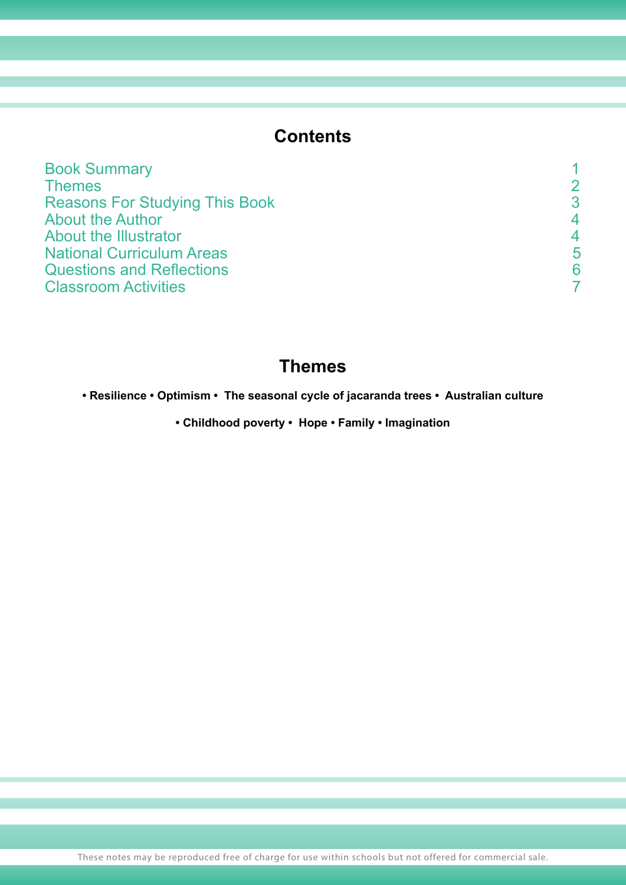## Contents

| | |
|---|---|
| Book Summary | 1 |
| Themes | 2 |
| Reasons For Studying This Book | 3 |
| About the Author | 4 |
| About the Illustrator | 4 |
| National Curriculum Areas | 5 |
| Questions and Reflections | 6 |
| Classroom Activities | 7 |

## Themes

**• Resilience • Optimism • The seasonal cycle of jacaranda trees • Australian culture**

**• Childhood poverty • Hope • Family • Imagination**

These notes may be reproduced free of charge for use within schools but not offered for commercial sale.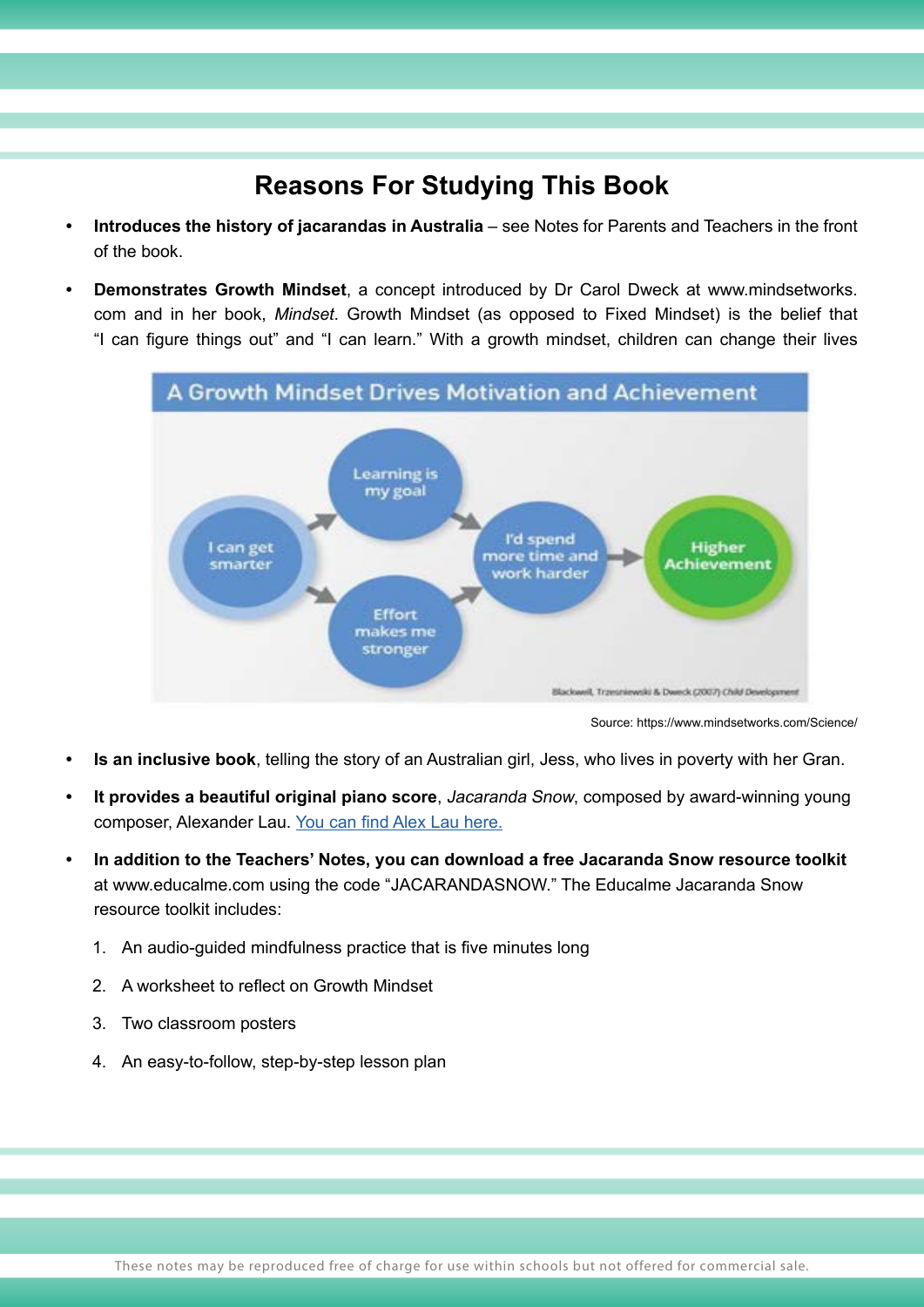## Reasons For Studying This Book

- **Introduces the history of jacarandas in Australia** – see Notes for Parents and Teachers in the front of the book.
- **Demonstrates Growth Mindset**, a concept introduced by Dr Carol Dweck at www.mindsetworks.com and in her book, *Mindset*. Growth Mindset (as opposed to Fixed Mindset) is the belief that "I can figure things out" and "I can learn." With a growth mindset, children can change their lives

A Growth Mindset Drives Motivation and Achievement

I can get smarter → Learning is my goal / Effort makes me stronger → I'd spend more time and work harder → Higher Achievement

Blackwell, Trzesniewski & Dweck (2007) Child Development

Source: https://www.mindsetworks.com/Science/

- **Is an inclusive book**, telling the story of an Australian girl, Jess, who lives in poverty with her Gran.
- **It provides a beautiful original piano score**, *Jacaranda Snow*, composed by award-winning young composer, Alexander Lau. You can find Alex Lau here.
- **In addition to the Teachers' Notes, you can download a free Jacaranda Snow resource toolkit** at www.educalme.com using the code "JACARANDASNOW." The Educalme Jacaranda Snow resource toolkit includes:
  1. An audio-guided mindfulness practice that is five minutes long
  2. A worksheet to reflect on Growth Mindset
  3. Two classroom posters
  4. An easy-to-follow, step-by-step lesson plan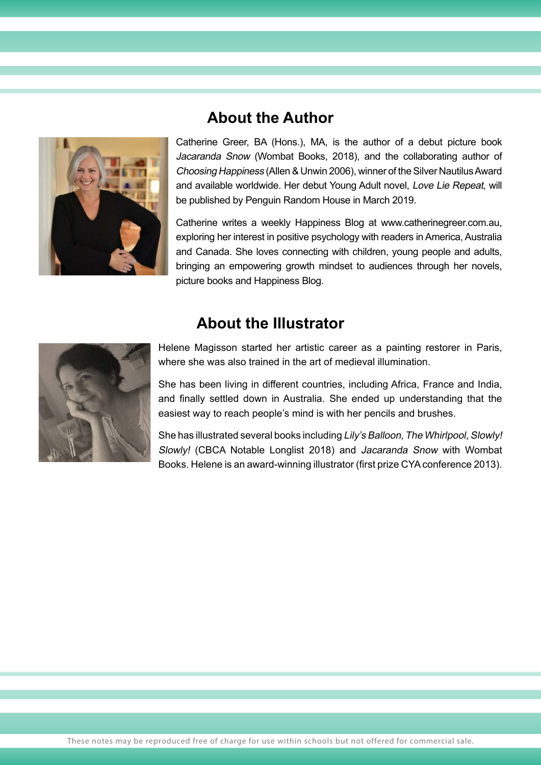## About the Author

Catherine Greer, BA (Hons.), MA, is the author of a debut picture book *Jacaranda Snow* (Wombat Books, 2018), and the collaborating author of *Choosing Happiness* (Allen & Unwin 2006), winner of the Silver Nautilus Award and available worldwide. Her debut Young Adult novel, *Love Lie Repeat*, will be published by Penguin Random House in March 2019.

Catherine writes a weekly Happiness Blog at www.catherinegreer.com.au, exploring her interest in positive psychology with readers in America, Australia and Canada. She loves connecting with children, young people and adults, bringing an empowering growth mindset to audiences through her novels, picture books and Happiness Blog.

## About the Illustrator

Helene Magisson started her artistic career as a painting restorer in Paris, where she was also trained in the art of medieval illumination.

She has been living in different countries, including Africa, France and India, and finally settled down in Australia. She ended up understanding that the easiest way to reach people's mind is with her pencils and brushes.

She has illustrated several books including *Lily's Balloon, The Whirlpool, Slowly! Slowly!* (CBCA Notable Longlist 2018) and *Jacaranda Snow* with Wombat Books. Helene is an award-winning illustrator (first prize CYA conference 2013).

These notes may be reproduced free of charge for use within schools but not offered for commercial sale.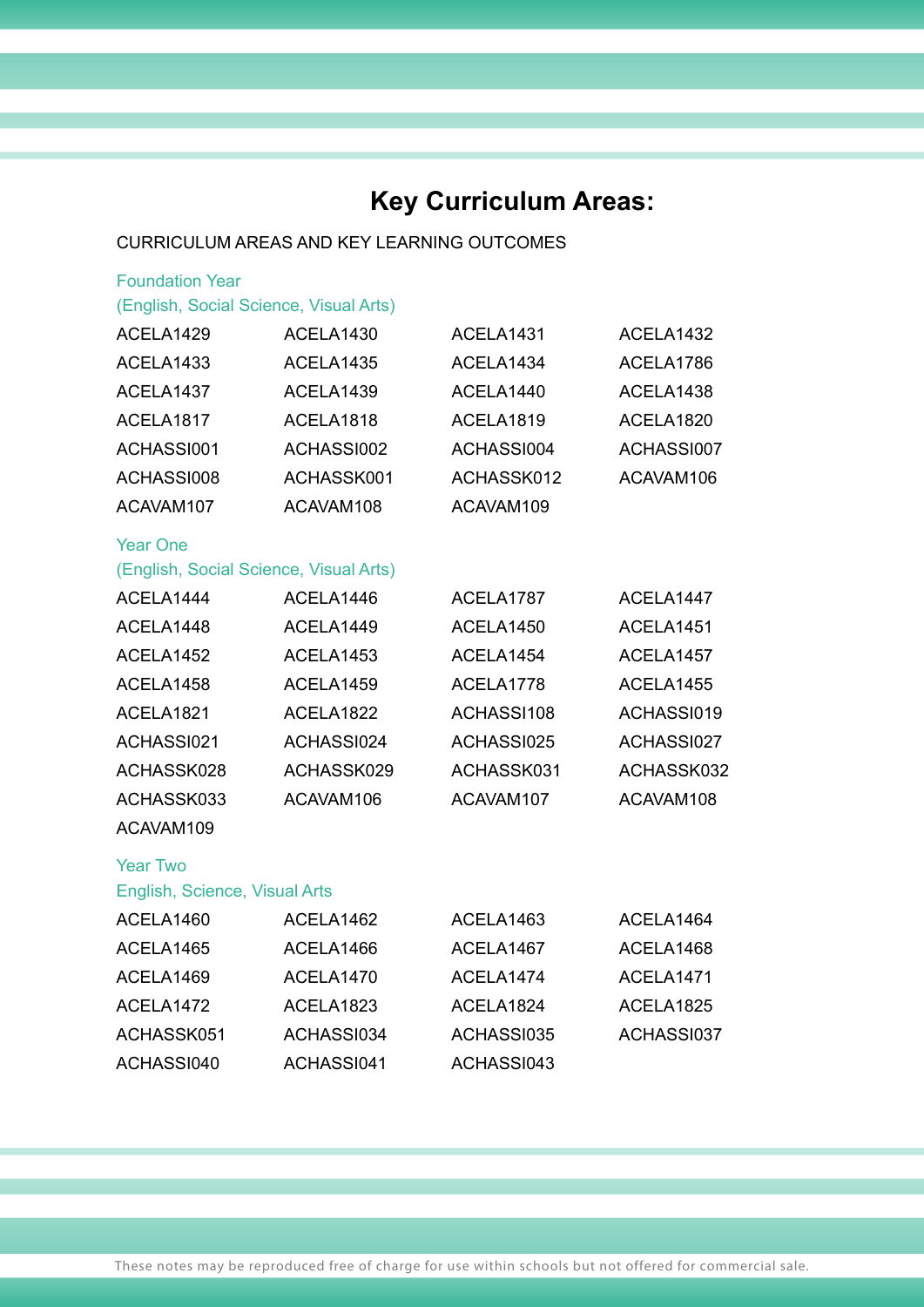# Key Curriculum Areas:

CURRICULUM AREAS AND KEY LEARNING OUTCOMES

### Foundation Year
### (English, Social Science, Visual Arts)

| | | | |
|---|---|---|---|
| ACELA1429 | ACELA1430 | ACELA1431 | ACELA1432 |
| ACELA1433 | ACELA1435 | ACELA1434 | ACELA1786 |
| ACELA1437 | ACELA1439 | ACELA1440 | ACELA1438 |
| ACELA1817 | ACELA1818 | ACELA1819 | ACELA1820 |
| ACHASSI001 | ACHASSI002 | ACHASSI004 | ACHASSI007 |
| ACHASSI008 | ACHASSK001 | ACHASSK012 | ACAVAM106 |
| ACAVAM107 | ACAVAM108 | ACAVAM109 | |

### Year One
### (English, Social Science, Visual Arts)

| | | | |
|---|---|---|---|
| ACELA1444 | ACELA1446 | ACELA1787 | ACELA1447 |
| ACELA1448 | ACELA1449 | ACELA1450 | ACELA1451 |
| ACELA1452 | ACELA1453 | ACELA1454 | ACELA1457 |
| ACELA1458 | ACELA1459 | ACELA1778 | ACELA1455 |
| ACELA1821 | ACELA1822 | ACHASSI108 | ACHASSI019 |
| ACHASSI021 | ACHASSI024 | ACHASSI025 | ACHASSI027 |
| ACHASSK028 | ACHASSK029 | ACHASSK031 | ACHASSK032 |
| ACHASSK033 | ACAVAM106 | ACAVAM107 | ACAVAM108 |
| ACAVAM109 | | | |

### Year Two
### English, Science, Visual Arts

| | | | |
|---|---|---|---|
| ACELA1460 | ACELA1462 | ACELA1463 | ACELA1464 |
| ACELA1465 | ACELA1466 | ACELA1467 | ACELA1468 |
| ACELA1469 | ACELA1470 | ACELA1474 | ACELA1471 |
| ACELA1472 | ACELA1823 | ACELA1824 | ACELA1825 |
| ACHASSK051 | ACHASSI034 | ACHASSI035 | ACHASSI037 |
| ACHASSI040 | ACHASSI041 | ACHASSI043 | |

These notes may be reproduced free of charge for use within schools but not offered for commercial sale.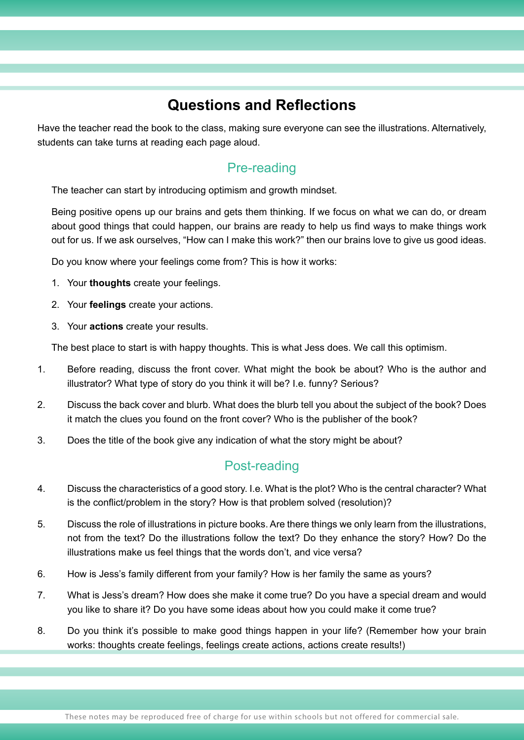# Questions and Reflections

Have the teacher read the book to the class, making sure everyone can see the illustrations. Alternatively, students can take turns at reading each page aloud.

## Pre-reading

The teacher can start by introducing optimism and growth mindset.

Being positive opens up our brains and gets them thinking. If we focus on what we can do, or dream about good things that could happen, our brains are ready to help us find ways to make things work out for us. If we ask ourselves, “How can I make this work?” then our brains love to give us good ideas.

Do you know where your feelings come from? This is how it works:

1. Your **thoughts** create your feelings.
2. Your **feelings** create your actions.
3. Your **actions** create your results.

The best place to start is with happy thoughts. This is what Jess does. We call this optimism.

1. Before reading, discuss the front cover. What might the book be about? Who is the author and illustrator? What type of story do you think it will be? I.e. funny? Serious?
2. Discuss the back cover and blurb. What does the blurb tell you about the subject of the book? Does it match the clues you found on the front cover? Who is the publisher of the book?
3. Does the title of the book give any indication of what the story might be about?

## Post-reading

4. Discuss the characteristics of a good story. I.e. What is the plot? Who is the central character? What is the conflict/problem in the story? How is that problem solved (resolution)?
5. Discuss the role of illustrations in picture books. Are there things we only learn from the illustrations, not from the text? Do the illustrations follow the text? Do they enhance the story? How? Do the illustrations make us feel things that the words don’t, and vice versa?
6. How is Jess’s family different from your family? How is her family the same as yours?
7. What is Jess’s dream? How does she make it come true? Do you have a special dream and would you like to share it? Do you have some ideas about how you could make it come true?
8. Do you think it’s possible to make good things happen in your life? (Remember how your brain works: thoughts create feelings, feelings create actions, actions create results!)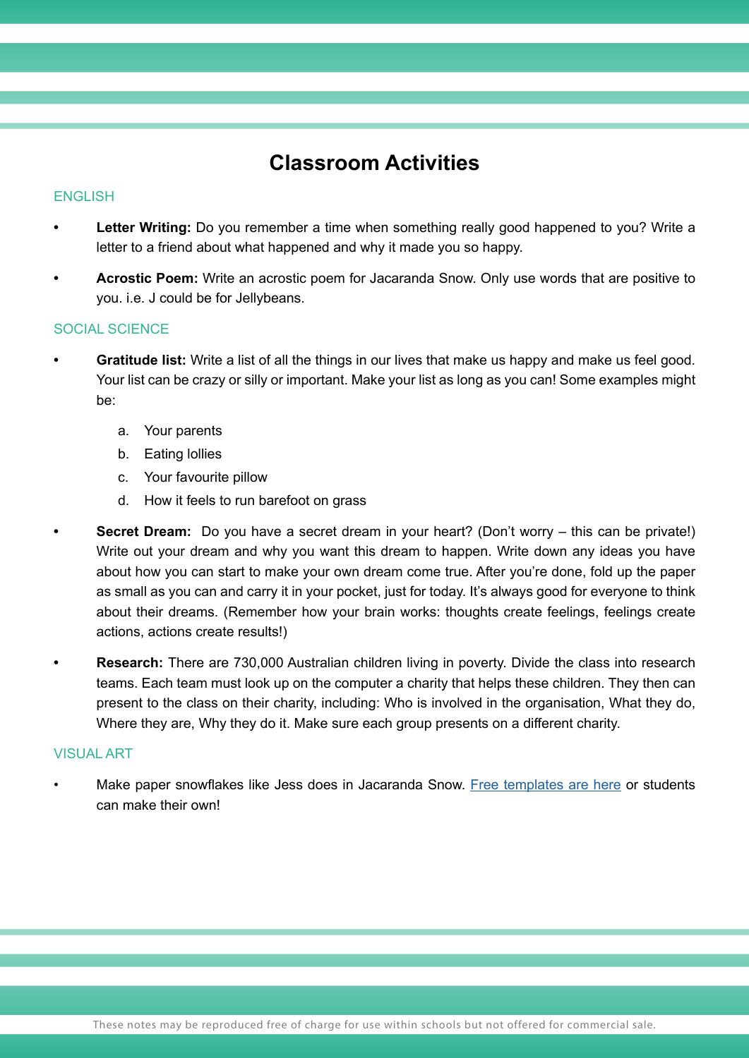# Classroom Activities

## ENGLISH

- **Letter Writing:** Do you remember a time when something really good happened to you? Write a letter to a friend about what happened and why it made you so happy.
- **Acrostic Poem:** Write an acrostic poem for Jacaranda Snow. Only use words that are positive to you. i.e. J could be for Jellybeans.

## SOCIAL SCIENCE

- **Gratitude list:** Write a list of all the things in our lives that make us happy and make us feel good. Your list can be crazy or silly or important. Make your list as long as you can! Some examples might be:
    a. Your parents
    b. Eating lollies
    c. Your favourite pillow
    d. How it feels to run barefoot on grass
- **Secret Dream:** Do you have a secret dream in your heart? (Don't worry – this can be private!) Write out your dream and why you want this dream to happen. Write down any ideas you have about how you can start to make your own dream come true. After you're done, fold up the paper as small as you can and carry it in your pocket, just for today. It's always good for everyone to think about their dreams. (Remember how your brain works: thoughts create feelings, feelings create actions, actions create results!)
- **Research:** There are 730,000 Australian children living in poverty. Divide the class into research teams. Each team must look up on the computer a charity that helps these children. They then can present to the class on their charity, including: Who is involved in the organisation, What they do, Where they are, Why they do it. Make sure each group presents on a different charity.

## VISUAL ART

- Make paper snowflakes like Jess does in Jacaranda Snow. Free templates are here or students can make their own!

These notes may be reproduced free of charge for use within schools but not offered for commercial sale.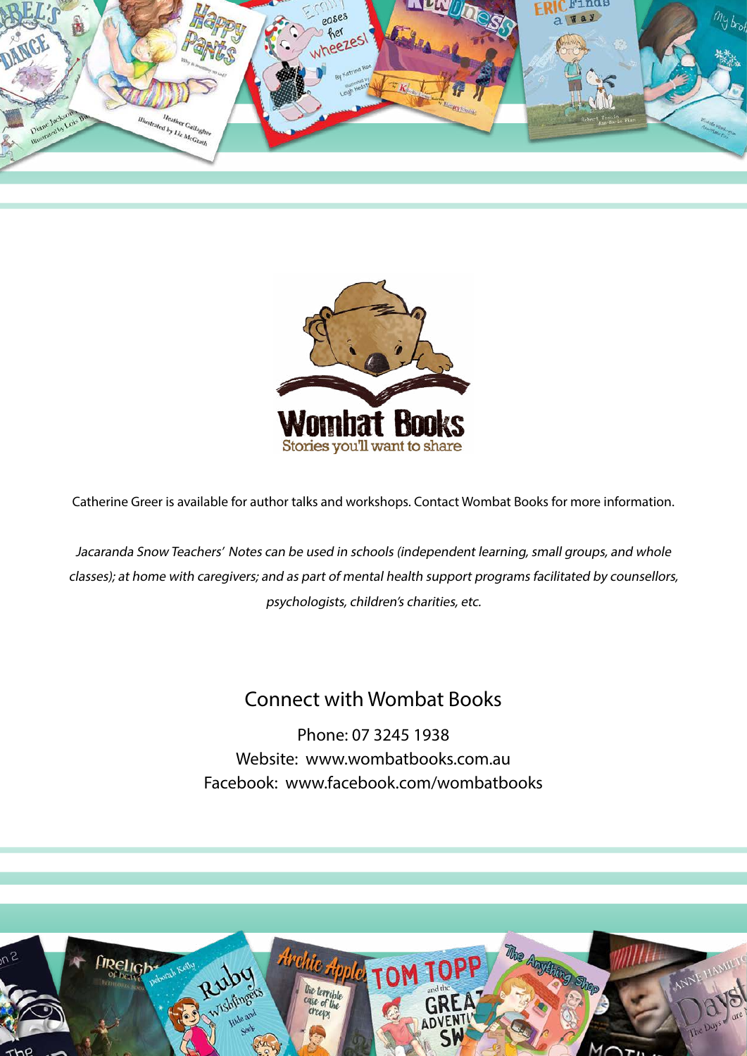Wombat Books

Stories you'll want to share

Catherine Greer is available for author talks and workshops. Contact Wombat Books for more information.

*Jacaranda Snow Teachers' Notes can be used in schools (independent learning, small groups, and whole classes); at home with caregivers; and as part of mental health support programs facilitated by counsellors, psychologists, children's charities, etc.*

## Connect with Wombat Books

Phone: 07 3245 1938

Website: www.wombatbooks.com.au

Facebook: www.facebook.com/wombatbooks